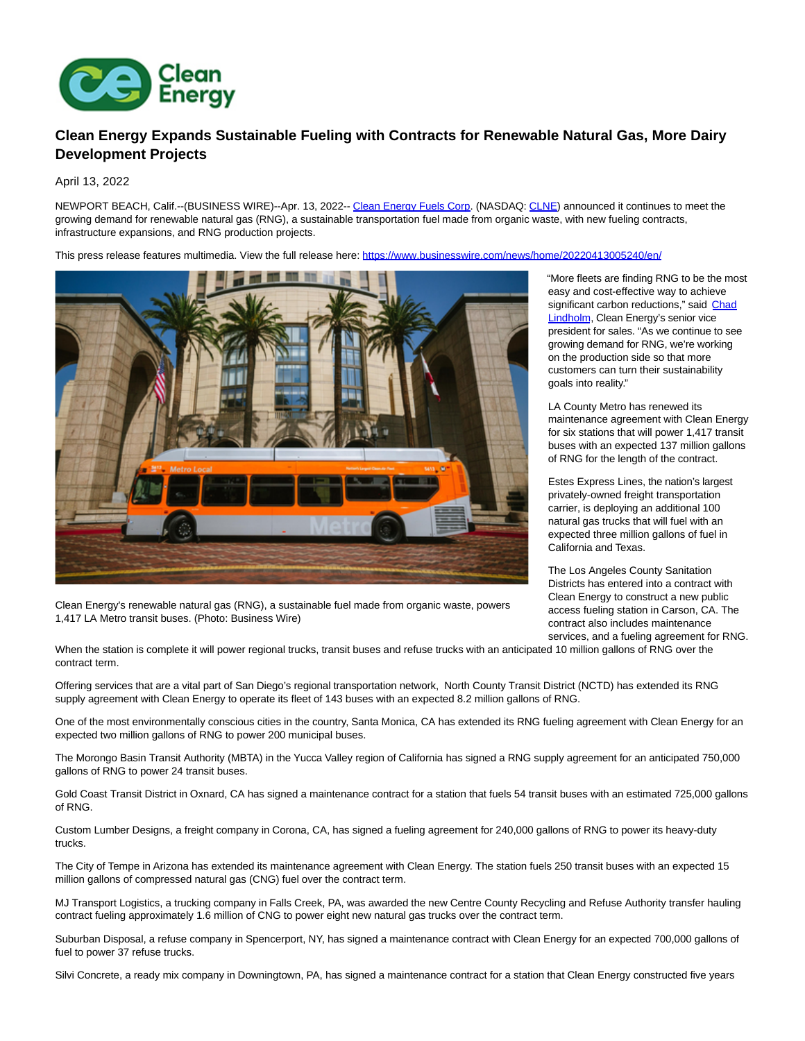# Clean Energy Expands Sustainable Fueling with Contracts for Renewable Natural Gas, More Dairy Development Projects

April 13, 2022

NEWPORT BEACH, Calif.--(BUSINESS WIRE)--Apr. 13, 2022-- Clean Energy Fuels Corp. (NASDAQ: CLNE) announced it continues to meet the growing demand for renewable natural gas (RNG), a sustainable transportation fuel made from organic waste, with new fueling contracts, infrastructure expansions, and RNG production projects.

This press release features multimedia. View the full release here: https://www.businesswire.com/news/home/20220413005240/en/

Clean Energy's renewable natural gas (RNG), a sustainable fuel made from organic waste, powers 1,417 LA Metro transit buses. (Photo: Business Wire)

"More fleets are finding RNG to be the most easy and cost-effective way to achieve significant carbon reductions," said Chad Lindholm, Clean Energy's senior vice president for sales. "As we continue to see growing demand for RNG, we're working on the production side so that more customers can turn their sustainability goals into reality."

LA County Metro has renewed its maintenance agreement with Clean Energy for six stations that will power 1,417 transit buses with an expected 137 million gallons of RNG for the length of the contract.

Estes Express Lines, the nation's largest privately-owned freight transportation carrier, is deploying an additional 100 natural gas trucks that will fuel with an expected three million gallons of fuel in California and Texas.

The Los Angeles County Sanitation Districts has entered into a contract with Clean Energy to construct a new public access fueling station in Carson, CA. The contract also includes maintenance services, and a fueling agreement for RNG. When the station is complete it will power regional trucks, transit buses and refuse trucks with an anticipated 10 million gallons of RNG over the contract term.

Offering services that are a vital part of San Diego's regional transportation network, North County Transit District (NCTD) has extended its RNG supply agreement with Clean Energy to operate its fleet of 143 buses with an expected 8.2 million gallons of RNG.

One of the most environmentally conscious cities in the country, Santa Monica, CA has extended its RNG fueling agreement with Clean Energy for an expected two million gallons of RNG to power 200 municipal buses.

The Morongo Basin Transit Authority (MBTA) in the Yucca Valley region of California has signed a RNG supply agreement for an anticipated 750,000 gallons of RNG to power 24 transit buses.

Gold Coast Transit District in Oxnard, CA has signed a maintenance contract for a station that fuels 54 transit buses with an estimated 725,000 gallons of RNG.

Custom Lumber Designs, a freight company in Corona, CA, has signed a fueling agreement for 240,000 gallons of RNG to power its heavy-duty trucks.

The City of Tempe in Arizona has extended its maintenance agreement with Clean Energy. The station fuels 250 transit buses with an expected 15 million gallons of compressed natural gas (CNG) fuel over the contract term.

MJ Transport Logistics, a trucking company in Falls Creek, PA, was awarded the new Centre County Recycling and Refuse Authority transfer hauling contract fueling approximately 1.6 million of CNG to power eight new natural gas trucks over the contract term.

Suburban Disposal, a refuse company in Spencerport, NY, has signed a maintenance contract with Clean Energy for an expected 700,000 gallons of fuel to power 37 refuse trucks.

Silvi Concrete, a ready mix company in Downingtown, PA, has signed a maintenance contract for a station that Clean Energy constructed five years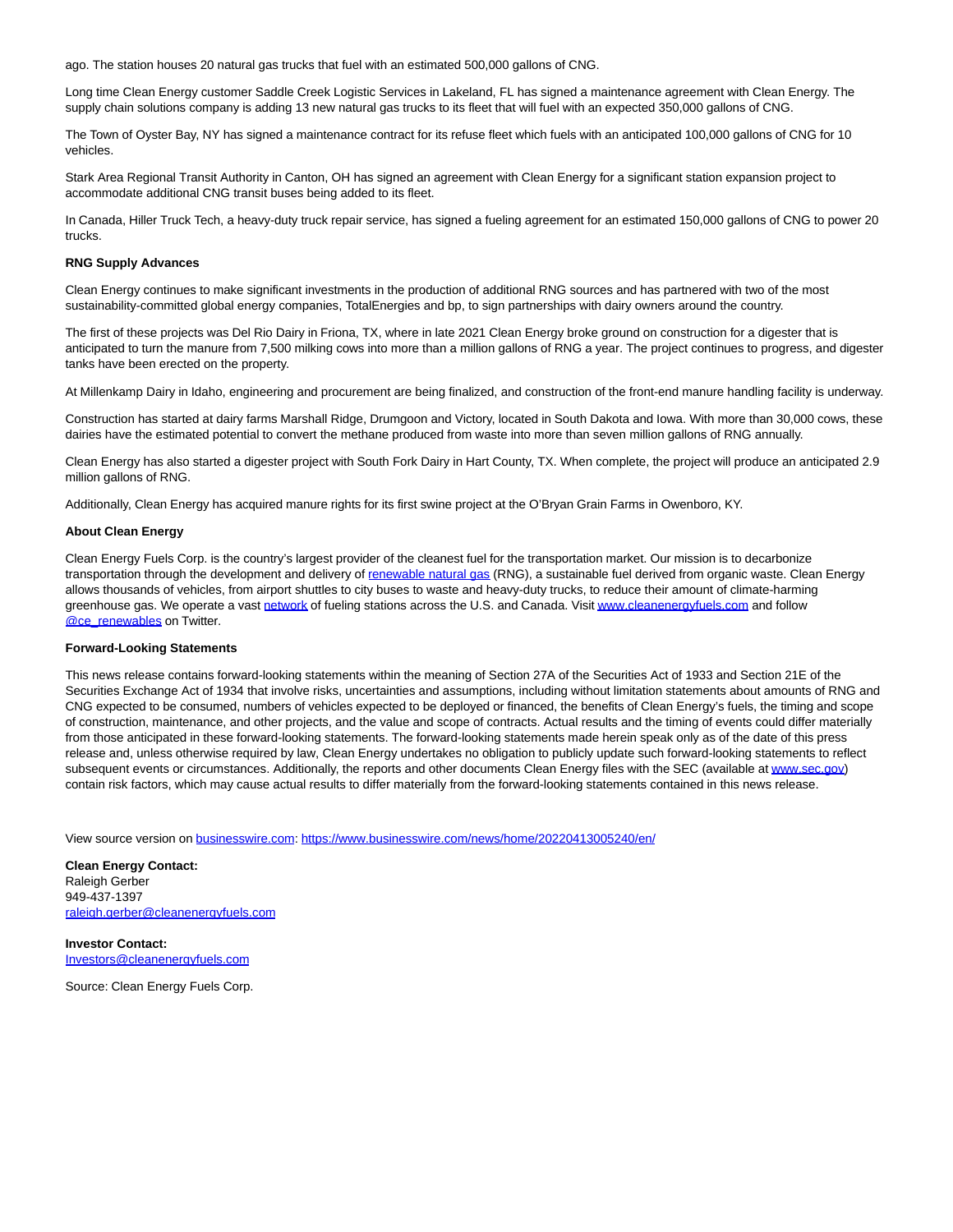ago. The station houses 20 natural gas trucks that fuel with an estimated 500,000 gallons of CNG.

Long time Clean Energy customer Saddle Creek Logistic Services in Lakeland, FL has signed a maintenance agreement with Clean Energy. The supply chain solutions company is adding 13 new natural gas trucks to its fleet that will fuel with an expected 350,000 gallons of CNG.

The Town of Oyster Bay, NY has signed a maintenance contract for its refuse fleet which fuels with an anticipated 100,000 gallons of CNG for 10 vehicles.

Stark Area Regional Transit Authority in Canton, OH has signed an agreement with Clean Energy for a significant station expansion project to accommodate additional CNG transit buses being added to its fleet.

In Canada, Hiller Truck Tech, a heavy-duty truck repair service, has signed a fueling agreement for an estimated 150,000 gallons of CNG to power 20 trucks.

**RNG Supply Advances**

Clean Energy continues to make significant investments in the production of additional RNG sources and has partnered with two of the most sustainability-committed global energy companies, TotalEnergies and bp, to sign partnerships with dairy owners around the country.

The first of these projects was Del Rio Dairy in Friona, TX, where in late 2021 Clean Energy broke ground on construction for a digester that is anticipated to turn the manure from 7,500 milking cows into more than a million gallons of RNG a year. The project continues to progress, and digester tanks have been erected on the property.

At Millenkamp Dairy in Idaho, engineering and procurement are being finalized, and construction of the front-end manure handling facility is underway.

Construction has started at dairy farms Marshall Ridge, Drumgoon and Victory, located in South Dakota and Iowa. With more than 30,000 cows, these dairies have the estimated potential to convert the methane produced from waste into more than seven million gallons of RNG annually.

Clean Energy has also started a digester project with South Fork Dairy in Hart County, TX. When complete, the project will produce an anticipated 2.9 million gallons of RNG.

Additionally, Clean Energy has acquired manure rights for its first swine project at the O'Bryan Grain Farms in Owenboro, KY.

**About Clean Energy**

Clean Energy Fuels Corp. is the country's largest provider of the cleanest fuel for the transportation market. Our mission is to decarbonize transportation through the development and delivery of renewable natural gas (RNG), a sustainable fuel derived from organic waste. Clean Energy allows thousands of vehicles, from airport shuttles to city buses to waste and heavy-duty trucks, to reduce their amount of climate-harming greenhouse gas. We operate a vast network of fueling stations across the U.S. and Canada. Visit www.cleanenergyfuels.com and follow @ce_renewables on Twitter.

**Forward-Looking Statements**

This news release contains forward-looking statements within the meaning of Section 27A of the Securities Act of 1933 and Section 21E of the Securities Exchange Act of 1934 that involve risks, uncertainties and assumptions, including without limitation statements about amounts of RNG and CNG expected to be consumed, numbers of vehicles expected to be deployed or financed, the benefits of Clean Energy's fuels, the timing and scope of construction, maintenance, and other projects, and the value and scope of contracts. Actual results and the timing of events could differ materially from those anticipated in these forward-looking statements. The forward-looking statements made herein speak only as of the date of this press release and, unless otherwise required by law, Clean Energy undertakes no obligation to publicly update such forward-looking statements to reflect subsequent events or circumstances. Additionally, the reports and other documents Clean Energy files with the SEC (available at www.sec.gov) contain risk factors, which may cause actual results to differ materially from the forward-looking statements contained in this news release.

View source version on businesswire.com: https://www.businesswire.com/news/home/20220413005240/en/

**Clean Energy Contact:**
Raleigh Gerber
949-437-1397
raleigh.gerber@cleanenergyfuels.com

**Investor Contact:**
Investors@cleanenergyfuels.com

Source: Clean Energy Fuels Corp.